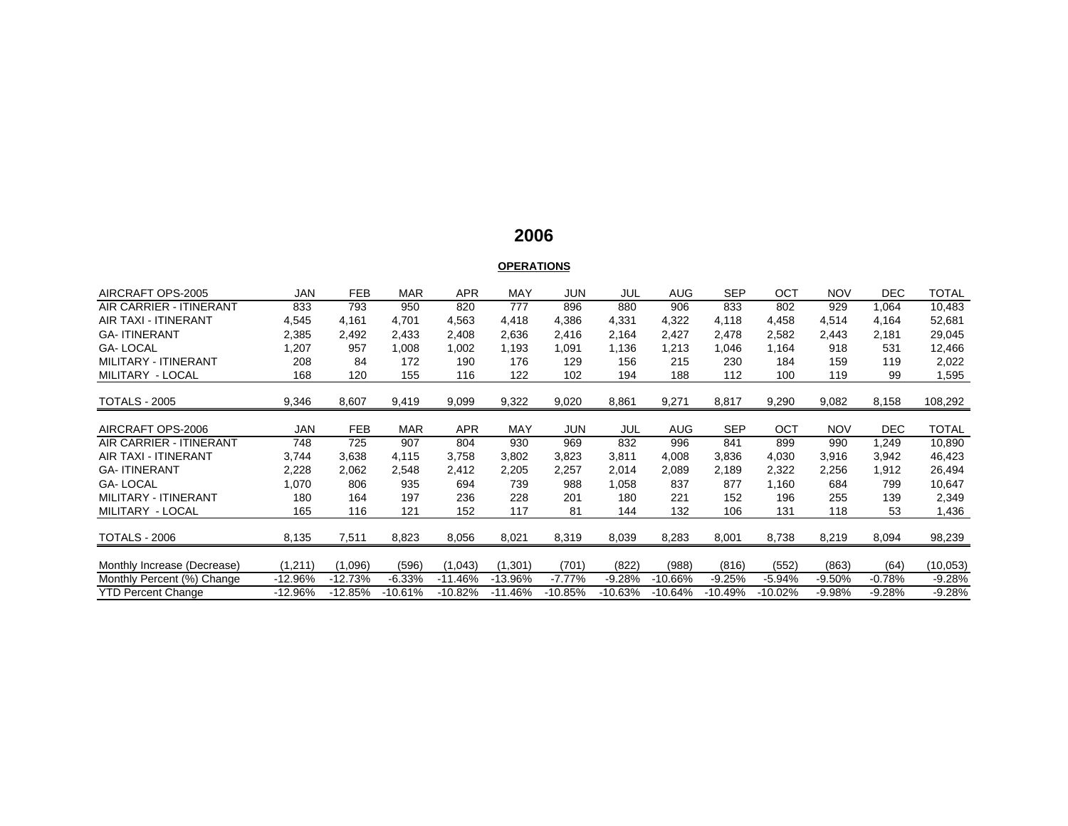# 2006

## OPERATIONS

| AIRCRAFT OPS-2005 | JAN | FEB | MAR | APR | MAY | JUN | JUL | AUG | SEP | OCT | NOV | DEC | TOTAL |
|---|---|---|---|---|---|---|---|---|---|---|---|---|---|
| AIR CARRIER - ITINERANT | 833 | 793 | 950 | 820 | 777 | 896 | 880 | 906 | 833 | 802 | 929 | 1,064 | 10,483 |
| AIR TAXI - ITINERANT | 4,545 | 4,161 | 4,701 | 4,563 | 4,418 | 4,386 | 4,331 | 4,322 | 4,118 | 4,458 | 4,514 | 4,164 | 52,681 |
| GA- ITINERANT | 2,385 | 2,492 | 2,433 | 2,408 | 2,636 | 2,416 | 2,164 | 2,427 | 2,478 | 2,582 | 2,443 | 2,181 | 29,045 |
| GA- LOCAL | 1,207 | 957 | 1,008 | 1,002 | 1,193 | 1,091 | 1,136 | 1,213 | 1,046 | 1,164 | 918 | 531 | 12,466 |
| MILITARY - ITINERANT | 208 | 84 | 172 | 190 | 176 | 129 | 156 | 215 | 230 | 184 | 159 | 119 | 2,022 |
| MILITARY - LOCAL | 168 | 120 | 155 | 116 | 122 | 102 | 194 | 188 | 112 | 100 | 119 | 99 | 1,595 |
| TOTALS - 2005 | 9,346 | 8,607 | 9,419 | 9,099 | 9,322 | 9,020 | 8,861 | 9,271 | 8,817 | 9,290 | 9,082 | 8,158 | 108,292 |
| AIRCRAFT OPS-2006 | JAN | FEB | MAR | APR | MAY | JUN | JUL | AUG | SEP | OCT | NOV | DEC | TOTAL |
| AIR CARRIER - ITINERANT | 748 | 725 | 907 | 804 | 930 | 969 | 832 | 996 | 841 | 899 | 990 | 1,249 | 10,890 |
| AIR TAXI - ITINERANT | 3,744 | 3,638 | 4,115 | 3,758 | 3,802 | 3,823 | 3,811 | 4,008 | 3,836 | 4,030 | 3,916 | 3,942 | 46,423 |
| GA- ITINERANT | 2,228 | 2,062 | 2,548 | 2,412 | 2,205 | 2,257 | 2,014 | 2,089 | 2,189 | 2,322 | 2,256 | 1,912 | 26,494 |
| GA- LOCAL | 1,070 | 806 | 935 | 694 | 739 | 988 | 1,058 | 837 | 877 | 1,160 | 684 | 799 | 10,647 |
| MILITARY - ITINERANT | 180 | 164 | 197 | 236 | 228 | 201 | 180 | 221 | 152 | 196 | 255 | 139 | 2,349 |
| MILITARY - LOCAL | 165 | 116 | 121 | 152 | 117 | 81 | 144 | 132 | 106 | 131 | 118 | 53 | 1,436 |
| TOTALS - 2006 | 8,135 | 7,511 | 8,823 | 8,056 | 8,021 | 8,319 | 8,039 | 8,283 | 8,001 | 8,738 | 8,219 | 8,094 | 98,239 |
| Monthly Increase (Decrease) | (1,211) | (1,096) | (596) | (1,043) | (1,301) | (701) | (822) | (988) | (816) | (552) | (863) | (64) | (10,053) |
| Monthly Percent (%) Change | -12.96% | -12.73% | -6.33% | -11.46% | -13.96% | -7.77% | -9.28% | -10.66% | -9.25% | -5.94% | -9.50% | -0.78% | -9.28% |
| YTD Percent Change | -12.96% | -12.85% | -10.61% | -10.82% | -11.46% | -10.85% | -10.63% | -10.64% | -10.49% | -10.02% | -9.98% | -9.28% | -9.28% |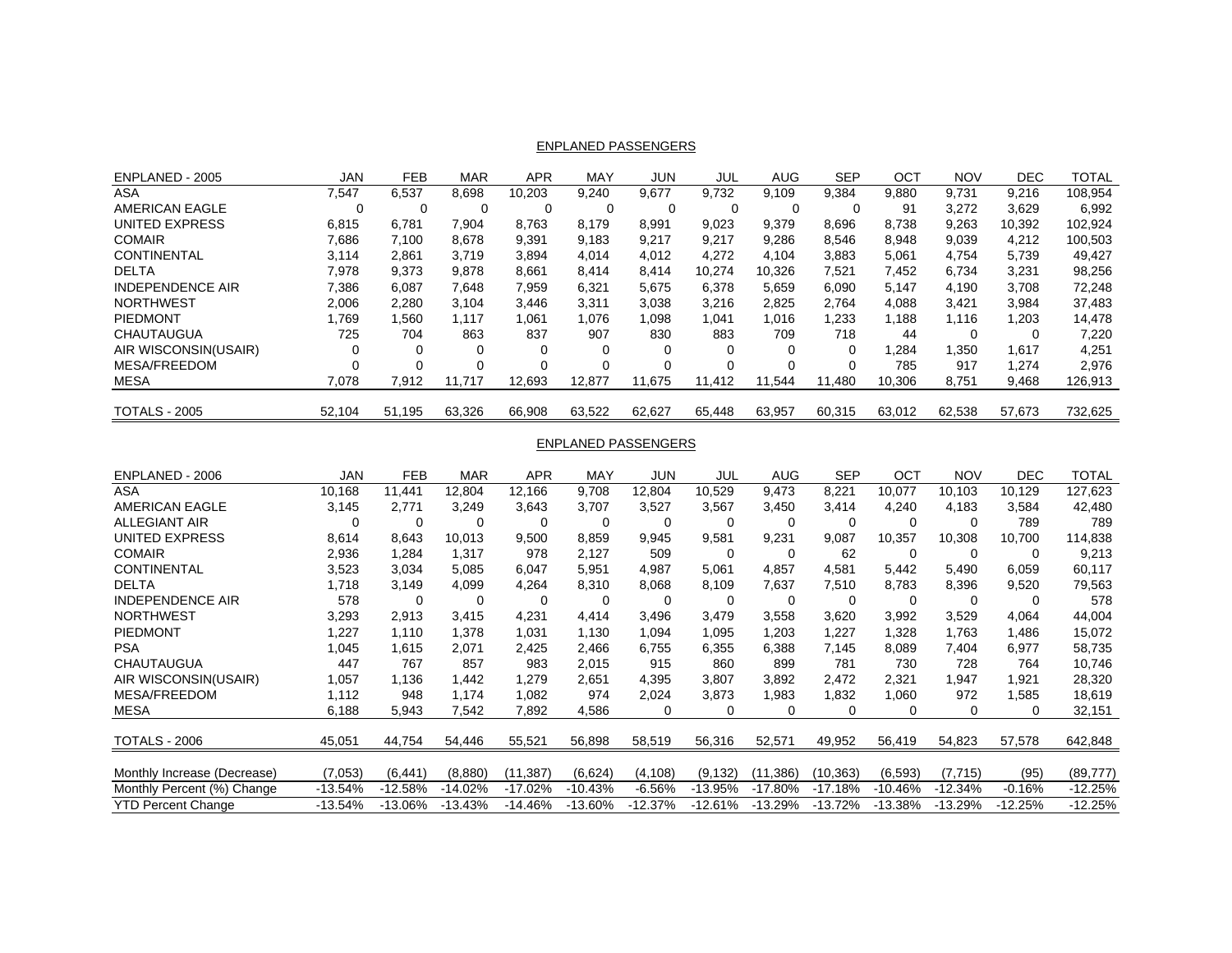ENPLANED PASSENGERS

| ENPLANED - 2005 | JAN | FEB | MAR | APR | MAY | JUN | JUL | AUG | SEP | OCT | NOV | DEC | TOTAL |
|---|---|---|---|---|---|---|---|---|---|---|---|---|---|
| ASA | 7,547 | 6,537 | 8,698 | 10,203 | 9,240 | 9,677 | 9,732 | 9,109 | 9,384 | 9,880 | 9,731 | 9,216 | 108,954 |
| AMERICAN EAGLE | 0 | 0 | 0 | 0 | 0 | 0 | 0 | 0 | 0 | 91 | 3,272 | 3,629 | 6,992 |
| UNITED EXPRESS | 6,815 | 6,781 | 7,904 | 8,763 | 8,179 | 8,991 | 9,023 | 9,379 | 8,696 | 8,738 | 9,263 | 10,392 | 102,924 |
| COMAIR | 7,686 | 7,100 | 8,678 | 9,391 | 9,183 | 9,217 | 9,217 | 9,286 | 8,546 | 8,948 | 9,039 | 4,212 | 100,503 |
| CONTINENTAL | 3,114 | 2,861 | 3,719 | 3,894 | 4,014 | 4,012 | 4,272 | 4,104 | 3,883 | 5,061 | 4,754 | 5,739 | 49,427 |
| DELTA | 7,978 | 9,373 | 9,878 | 8,661 | 8,414 | 8,414 | 10,274 | 10,326 | 7,521 | 7,452 | 6,734 | 3,231 | 98,256 |
| INDEPENDENCE AIR | 7,386 | 6,087 | 7,648 | 7,959 | 6,321 | 5,675 | 6,378 | 5,659 | 6,090 | 5,147 | 4,190 | 3,708 | 72,248 |
| NORTHWEST | 2,006 | 2,280 | 3,104 | 3,446 | 3,311 | 3,038 | 3,216 | 2,825 | 2,764 | 4,088 | 3,421 | 3,984 | 37,483 |
| PIEDMONT | 1,769 | 1,560 | 1,117 | 1,061 | 1,076 | 1,098 | 1,041 | 1,016 | 1,233 | 1,188 | 1,116 | 1,203 | 14,478 |
| CHAUTAUGUA | 725 | 704 | 863 | 837 | 907 | 830 | 883 | 709 | 718 | 44 | 0 | 0 | 7,220 |
| AIR WISCONSIN(USAIR) | 0 | 0 | 0 | 0 | 0 | 0 | 0 | 0 | 0 | 1,284 | 1,350 | 1,617 | 4,251 |
| MESA/FREEDOM | 0 | 0 | 0 | 0 | 0 | 0 | 0 | 0 | 0 | 785 | 917 | 1,274 | 2,976 |
| MESA | 7,078 | 7,912 | 11,717 | 12,693 | 12,877 | 11,675 | 11,412 | 11,544 | 11,480 | 10,306 | 8,751 | 9,468 | 126,913 |
| TOTALS - 2005 | 52,104 | 51,195 | 63,326 | 66,908 | 63,522 | 62,627 | 65,448 | 63,957 | 60,315 | 63,012 | 62,538 | 57,673 | 732,625 |

ENPLANED PASSENGERS

| ENPLANED - 2006 | JAN | FEB | MAR | APR | MAY | JUN | JUL | AUG | SEP | OCT | NOV | DEC | TOTAL |
|---|---|---|---|---|---|---|---|---|---|---|---|---|---|
| ASA | 10,168 | 11,441 | 12,804 | 12,166 | 9,708 | 12,804 | 10,529 | 9,473 | 8,221 | 10,077 | 10,103 | 10,129 | 127,623 |
| AMERICAN EAGLE | 3,145 | 2,771 | 3,249 | 3,643 | 3,707 | 3,527 | 3,567 | 3,450 | 3,414 | 4,240 | 4,183 | 3,584 | 42,480 |
| ALLEGIANT AIR | 0 | 0 | 0 | 0 | 0 | 0 | 0 | 0 | 0 | 0 | 0 | 789 | 789 |
| UNITED EXPRESS | 8,614 | 8,643 | 10,013 | 9,500 | 8,859 | 9,945 | 9,581 | 9,231 | 9,087 | 10,357 | 10,308 | 10,700 | 114,838 |
| COMAIR | 2,936 | 1,284 | 1,317 | 978 | 2,127 | 509 | 0 | 0 | 62 | 0 | 0 | 0 | 9,213 |
| CONTINENTAL | 3,523 | 3,034 | 5,085 | 6,047 | 5,951 | 4,987 | 5,061 | 4,857 | 4,581 | 5,442 | 5,490 | 6,059 | 60,117 |
| DELTA | 1,718 | 3,149 | 4,099 | 4,264 | 8,310 | 8,068 | 8,109 | 7,637 | 7,510 | 8,783 | 8,396 | 9,520 | 79,563 |
| INDEPENDENCE AIR | 578 | 0 | 0 | 0 | 0 | 0 | 0 | 0 | 0 | 0 | 0 | 0 | 578 |
| NORTHWEST | 3,293 | 2,913 | 3,415 | 4,231 | 4,414 | 3,496 | 3,479 | 3,558 | 3,620 | 3,992 | 3,529 | 4,064 | 44,004 |
| PIEDMONT | 1,227 | 1,110 | 1,378 | 1,031 | 1,130 | 1,094 | 1,095 | 1,203 | 1,227 | 1,328 | 1,763 | 1,486 | 15,072 |
| PSA | 1,045 | 1,615 | 2,071 | 2,425 | 2,466 | 6,755 | 6,355 | 6,388 | 7,145 | 8,089 | 7,404 | 6,977 | 58,735 |
| CHAUTAUGUA | 447 | 767 | 857 | 983 | 2,015 | 915 | 860 | 899 | 781 | 730 | 728 | 764 | 10,746 |
| AIR WISCONSIN(USAIR) | 1,057 | 1,136 | 1,442 | 1,279 | 2,651 | 4,395 | 3,807 | 3,892 | 2,472 | 2,321 | 1,947 | 1,921 | 28,320 |
| MESA/FREEDOM | 1,112 | 948 | 1,174 | 1,082 | 974 | 2,024 | 3,873 | 1,983 | 1,832 | 1,060 | 972 | 1,585 | 18,619 |
| MESA | 6,188 | 5,943 | 7,542 | 7,892 | 4,586 | 0 | 0 | 0 | 0 | 0 | 0 | 0 | 32,151 |
| TOTALS - 2006 | 45,051 | 44,754 | 54,446 | 55,521 | 56,898 | 58,519 | 56,316 | 52,571 | 49,952 | 56,419 | 54,823 | 57,578 | 642,848 |
| Monthly Increase (Decrease) | (7,053) | (6,441) | (8,880) | (11,387) | (6,624) | (4,108) | (9,132) | (11,386) | (10,363) | (6,593) | (7,715) | (95) | (89,777) |
| Monthly Percent (%) Change | -13.54% | -12.58% | -14.02% | -17.02% | -10.43% | -6.56% | -13.95% | -17.80% | -17.18% | -10.46% | -12.34% | -0.16% | -12.25% |
| YTD Percent Change | -13.54% | -13.06% | -13.43% | -14.46% | -13.60% | -12.37% | -12.61% | -13.29% | -13.72% | -13.38% | -13.29% | -12.25% | -12.25% |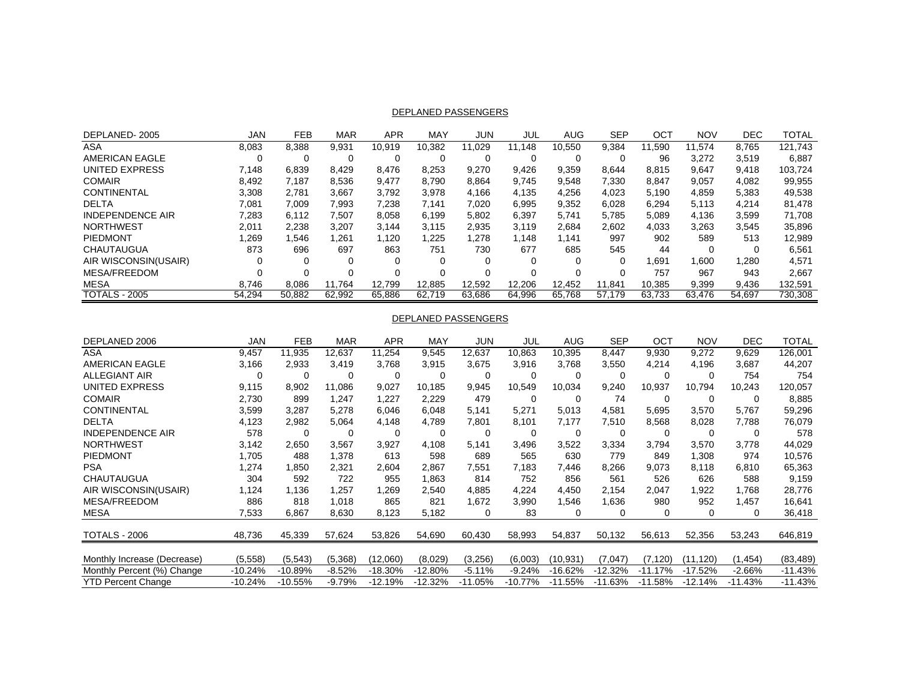DEPLANED PASSENGERS

| DEPLANED- 2005 | JAN | FEB | MAR | APR | MAY | JUN | JUL | AUG | SEP | OCT | NOV | DEC | TOTAL |
|---|---|---|---|---|---|---|---|---|---|---|---|---|---|
| ASA | 8,083 | 8,388 | 9,931 | 10,919 | 10,382 | 11,029 | 11,148 | 10,550 | 9,384 | 11,590 | 11,574 | 8,765 | 121,743 |
| AMERICAN EAGLE | 0 | 0 | 0 | 0 | 0 | 0 | 0 | 0 | 0 | 96 | 3,272 | 3,519 | 6,887 |
| UNITED EXPRESS | 7,148 | 6,839 | 8,429 | 8,476 | 8,253 | 9,270 | 9,426 | 9,359 | 8,644 | 8,815 | 9,647 | 9,418 | 103,724 |
| COMAIR | 8,492 | 7,187 | 8,536 | 9,477 | 8,790 | 8,864 | 9,745 | 9,548 | 7,330 | 8,847 | 9,057 | 4,082 | 99,955 |
| CONTINENTAL | 3,308 | 2,781 | 3,667 | 3,792 | 3,978 | 4,166 | 4,135 | 4,256 | 4,023 | 5,190 | 4,859 | 5,383 | 49,538 |
| DELTA | 7,081 | 7,009 | 7,993 | 7,238 | 7,141 | 7,020 | 6,995 | 9,352 | 6,028 | 6,294 | 5,113 | 4,214 | 81,478 |
| INDEPENDENCE AIR | 7,283 | 6,112 | 7,507 | 8,058 | 6,199 | 5,802 | 6,397 | 5,741 | 5,785 | 5,089 | 4,136 | 3,599 | 71,708 |
| NORTHWEST | 2,011 | 2,238 | 3,207 | 3,144 | 3,115 | 2,935 | 3,119 | 2,684 | 2,602 | 4,033 | 3,263 | 3,545 | 35,896 |
| PIEDMONT | 1,269 | 1,546 | 1,261 | 1,120 | 1,225 | 1,278 | 1,148 | 1,141 | 997 | 902 | 589 | 513 | 12,989 |
| CHAUTAUGUA | 873 | 696 | 697 | 863 | 751 | 730 | 677 | 685 | 545 | 44 | 0 | 0 | 6,561 |
| AIR WISCONSIN(USAIR) | 0 | 0 | 0 | 0 | 0 | 0 | 0 | 0 | 0 | 1,691 | 1,600 | 1,280 | 4,571 |
| MESA/FREEDOM | 0 | 0 | 0 | 0 | 0 | 0 | 0 | 0 | 0 | 757 | 967 | 943 | 2,667 |
| MESA | 8,746 | 8,086 | 11,764 | 12,799 | 12,885 | 12,592 | 12,206 | 12,452 | 11,841 | 10,385 | 9,399 | 9,436 | 132,591 |
| TOTALS - 2005 | 54,294 | 50,882 | 62,992 | 65,886 | 62,719 | 63,686 | 64,996 | 65,768 | 57,179 | 63,733 | 63,476 | 54,697 | 730,308 |

DEPLANED PASSENGERS

| DEPLANED 2006 | JAN | FEB | MAR | APR | MAY | JUN | JUL | AUG | SEP | OCT | NOV | DEC | TOTAL |
|---|---|---|---|---|---|---|---|---|---|---|---|---|---|
| ASA | 9,457 | 11,935 | 12,637 | 11,254 | 9,545 | 12,637 | 10,863 | 10,395 | 8,447 | 9,930 | 9,272 | 9,629 | 126,001 |
| AMERICAN EAGLE | 3,166 | 2,933 | 3,419 | 3,768 | 3,915 | 3,675 | 3,916 | 3,768 | 3,550 | 4,214 | 4,196 | 3,687 | 44,207 |
| ALLEGIANT AIR | 0 | 0 | 0 | 0 | 0 | 0 | 0 | 0 | 0 | 0 | 0 | 754 | 754 |
| UNITED EXPRESS | 9,115 | 8,902 | 11,086 | 9,027 | 10,185 | 9,945 | 10,549 | 10,034 | 9,240 | 10,937 | 10,794 | 10,243 | 120,057 |
| COMAIR | 2,730 | 899 | 1,247 | 1,227 | 2,229 | 479 | 0 | 0 | 74 | 0 | 0 | 0 | 8,885 |
| CONTINENTAL | 3,599 | 3,287 | 5,278 | 6,046 | 6,048 | 5,141 | 5,271 | 5,013 | 4,581 | 5,695 | 3,570 | 5,767 | 59,296 |
| DELTA | 4,123 | 2,982 | 5,064 | 4,148 | 4,789 | 7,801 | 8,101 | 7,177 | 7,510 | 8,568 | 8,028 | 7,788 | 76,079 |
| INDEPENDENCE AIR | 578 | 0 | 0 | 0 | 0 | 0 | 0 | 0 | 0 | 0 | 0 | 0 | 578 |
| NORTHWEST | 3,142 | 2,650 | 3,567 | 3,927 | 4,108 | 5,141 | 3,496 | 3,522 | 3,334 | 3,794 | 3,570 | 3,778 | 44,029 |
| PIEDMONT | 1,705 | 488 | 1,378 | 613 | 598 | 689 | 565 | 630 | 779 | 849 | 1,308 | 974 | 10,576 |
| PSA | 1,274 | 1,850 | 2,321 | 2,604 | 2,867 | 7,551 | 7,183 | 7,446 | 8,266 | 9,073 | 8,118 | 6,810 | 65,363 |
| CHAUTAUGUA | 304 | 592 | 722 | 955 | 1,863 | 814 | 752 | 856 | 561 | 526 | 626 | 588 | 9,159 |
| AIR WISCONSIN(USAIR) | 1,124 | 1,136 | 1,257 | 1,269 | 2,540 | 4,885 | 4,224 | 4,450 | 2,154 | 2,047 | 1,922 | 1,768 | 28,776 |
| MESA/FREEDOM | 886 | 818 | 1,018 | 865 | 821 | 1,672 | 3,990 | 1,546 | 1,636 | 980 | 952 | 1,457 | 16,641 |
| MESA | 7,533 | 6,867 | 8,630 | 8,123 | 5,182 | 0 | 83 | 0 | 0 | 0 | 0 | 0 | 36,418 |
| TOTALS - 2006 | 48,736 | 45,339 | 57,624 | 53,826 | 54,690 | 60,430 | 58,993 | 54,837 | 50,132 | 56,613 | 52,356 | 53,243 | 646,819 |
| Monthly Increase (Decrease) | (5,558) | (5,543) | (5,368) | (12,060) | (8,029) | (3,256) | (6,003) | (10,931) | (7,047) | (7,120) | (11,120) | (1,454) | (83,489) |
| Monthly Percent (%) Change | -10.24% | -10.89% | -8.52% | -18.30% | -12.80% | -5.11% | -9.24% | -16.62% | -12.32% | -11.17% | -17.52% | -2.66% | -11.43% |
| YTD Percent Change | -10.24% | -10.55% | -9.79% | -12.19% | -12.32% | -11.05% | -10.77% | -11.55% | -11.63% | -11.58% | -12.14% | -11.43% | -11.43% |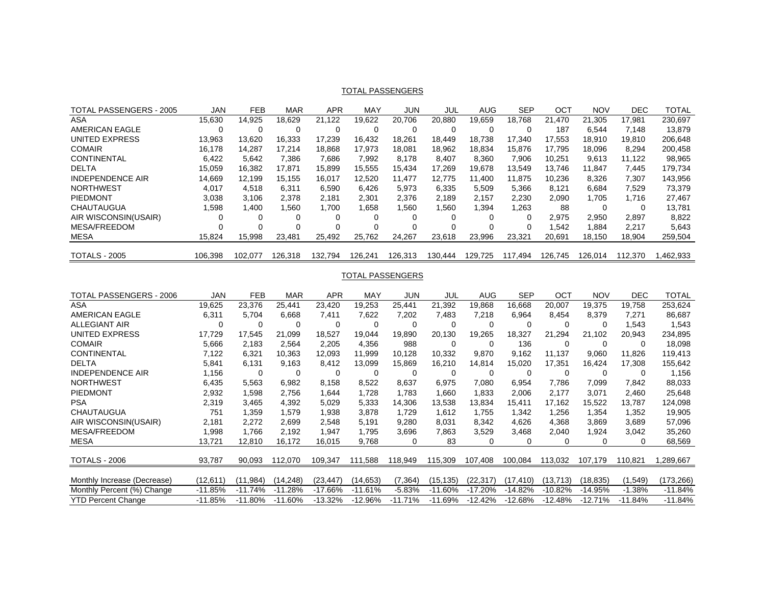## TOTAL PASSENGERS

| TOTAL PASSENGERS - 2005 | JAN | FEB | MAR | APR | MAY | JUN | JUL | AUG | SEP | OCT | NOV | DEC | TOTAL |
|---|---|---|---|---|---|---|---|---|---|---|---|---|---|
| ASA | 15,630 | 14,925 | 18,629 | 21,122 | 19,622 | 20,706 | 20,880 | 19,659 | 18,768 | 21,470 | 21,305 | 17,981 | 230,697 |
| AMERICAN EAGLE | 0 | 0 | 0 | 0 | 0 | 0 | 0 | 0 | 0 | 187 | 6,544 | 7,148 | 13,879 |
| UNITED EXPRESS | 13,963 | 13,620 | 16,333 | 17,239 | 16,432 | 18,261 | 18,449 | 18,738 | 17,340 | 17,553 | 18,910 | 19,810 | 206,648 |
| COMAIR | 16,178 | 14,287 | 17,214 | 18,868 | 17,973 | 18,081 | 18,962 | 18,834 | 15,876 | 17,795 | 18,096 | 8,294 | 200,458 |
| CONTINENTAL | 6,422 | 5,642 | 7,386 | 7,686 | 7,992 | 8,178 | 8,407 | 8,360 | 7,906 | 10,251 | 9,613 | 11,122 | 98,965 |
| DELTA | 15,059 | 16,382 | 17,871 | 15,899 | 15,555 | 15,434 | 17,269 | 19,678 | 13,549 | 13,746 | 11,847 | 7,445 | 179,734 |
| INDEPENDENCE AIR | 14,669 | 12,199 | 15,155 | 16,017 | 12,520 | 11,477 | 12,775 | 11,400 | 11,875 | 10,236 | 8,326 | 7,307 | 143,956 |
| NORTHWEST | 4,017 | 4,518 | 6,311 | 6,590 | 6,426 | 5,973 | 6,335 | 5,509 | 5,366 | 8,121 | 6,684 | 7,529 | 73,379 |
| PIEDMONT | 3,038 | 3,106 | 2,378 | 2,181 | 2,301 | 2,376 | 2,189 | 2,157 | 2,230 | 2,090 | 1,705 | 1,716 | 27,467 |
| CHAUTAUGUA | 1,598 | 1,400 | 1,560 | 1,700 | 1,658 | 1,560 | 1,560 | 1,394 | 1,263 | 88 | 0 | 0 | 13,781 |
| AIR WISCONSIN(USAIR) | 0 | 0 | 0 | 0 | 0 | 0 | 0 | 0 | 0 | 2,975 | 2,950 | 2,897 | 8,822 |
| MESA/FREEDOM | 0 | 0 | 0 | 0 | 0 | 0 | 0 | 0 | 0 | 1,542 | 1,884 | 2,217 | 5,643 |
| MESA | 15,824 | 15,998 | 23,481 | 25,492 | 25,762 | 24,267 | 23,618 | 23,996 | 23,321 | 20,691 | 18,150 | 18,904 | 259,504 |
| TOTALS - 2005 | 106,398 | 102,077 | 126,318 | 132,794 | 126,241 | 126,313 | 130,444 | 129,725 | 117,494 | 126,745 | 126,014 | 112,370 | 1,462,933 |

## TOTAL PASSENGERS

| TOTAL PASSENGERS - 2006 | JAN | FEB | MAR | APR | MAY | JUN | JUL | AUG | SEP | OCT | NOV | DEC | TOTAL |
|---|---|---|---|---|---|---|---|---|---|---|---|---|---|
| ASA | 19,625 | 23,376 | 25,441 | 23,420 | 19,253 | 25,441 | 21,392 | 19,868 | 16,668 | 20,007 | 19,375 | 19,758 | 253,624 |
| AMERICAN EAGLE | 6,311 | 5,704 | 6,668 | 7,411 | 7,622 | 7,202 | 7,483 | 7,218 | 6,964 | 8,454 | 8,379 | 7,271 | 86,687 |
| ALLEGIANT AIR | 0 | 0 | 0 | 0 | 0 | 0 | 0 | 0 | 0 | 0 | 0 | 1,543 | 1,543 |
| UNITED EXPRESS | 17,729 | 17,545 | 21,099 | 18,527 | 19,044 | 19,890 | 20,130 | 19,265 | 18,327 | 21,294 | 21,102 | 20,943 | 234,895 |
| COMAIR | 5,666 | 2,183 | 2,564 | 2,205 | 4,356 | 988 | 0 | 0 | 136 | 0 | 0 | 0 | 18,098 |
| CONTINENTAL | 7,122 | 6,321 | 10,363 | 12,093 | 11,999 | 10,128 | 10,332 | 9,870 | 9,162 | 11,137 | 9,060 | 11,826 | 119,413 |
| DELTA | 5,841 | 6,131 | 9,163 | 8,412 | 13,099 | 15,869 | 16,210 | 14,814 | 15,020 | 17,351 | 16,424 | 17,308 | 155,642 |
| INDEPENDENCE AIR | 1,156 | 0 | 0 | 0 | 0 | 0 | 0 | 0 | 0 | 0 | 0 | 0 | 1,156 |
| NORTHWEST | 6,435 | 5,563 | 6,982 | 8,158 | 8,522 | 8,637 | 6,975 | 7,080 | 6,954 | 7,786 | 7,099 | 7,842 | 88,033 |
| PIEDMONT | 2,932 | 1,598 | 2,756 | 1,644 | 1,728 | 1,783 | 1,660 | 1,833 | 2,006 | 2,177 | 3,071 | 2,460 | 25,648 |
| PSA | 2,319 | 3,465 | 4,392 | 5,029 | 5,333 | 14,306 | 13,538 | 13,834 | 15,411 | 17,162 | 15,522 | 13,787 | 124,098 |
| CHAUTAUGUA | 751 | 1,359 | 1,579 | 1,938 | 3,878 | 1,729 | 1,612 | 1,755 | 1,342 | 1,256 | 1,354 | 1,352 | 19,905 |
| AIR WISCONSIN(USAIR) | 2,181 | 2,272 | 2,699 | 2,548 | 5,191 | 9,280 | 8,031 | 8,342 | 4,626 | 4,368 | 3,869 | 3,689 | 57,096 |
| MESA/FREEDOM | 1,998 | 1,766 | 2,192 | 1,947 | 1,795 | 3,696 | 7,863 | 3,529 | 3,468 | 2,040 | 1,924 | 3,042 | 35,260 |
| MESA | 13,721 | 12,810 | 16,172 | 16,015 | 9,768 | 0 | 83 | 0 | 0 | 0 | 0 | 0 | 68,569 |
| TOTALS - 2006 | 93,787 | 90,093 | 112,070 | 109,347 | 111,588 | 118,949 | 115,309 | 107,408 | 100,084 | 113,032 | 107,179 | 110,821 | 1,289,667 |
| Monthly Increase (Decrease) | (12,611) | (11,984) | (14,248) | (23,447) | (14,653) | (7,364) | (15,135) | (22,317) | (17,410) | (13,713) | (18,835) | (1,549) | (173,266) |
| Monthly Percent (%) Change | -11.85% | -11.74% | -11.28% | -17.66% | -11.61% | -5.83% | -11.60% | -17.20% | -14.82% | -10.82% | -14.95% | -1.38% | -11.84% |
| YTD Percent Change | -11.85% | -11.80% | -11.60% | -13.32% | -12.96% | -11.71% | -11.69% | -12.42% | -12.68% | -12.48% | -12.71% | -11.84% | -11.84% |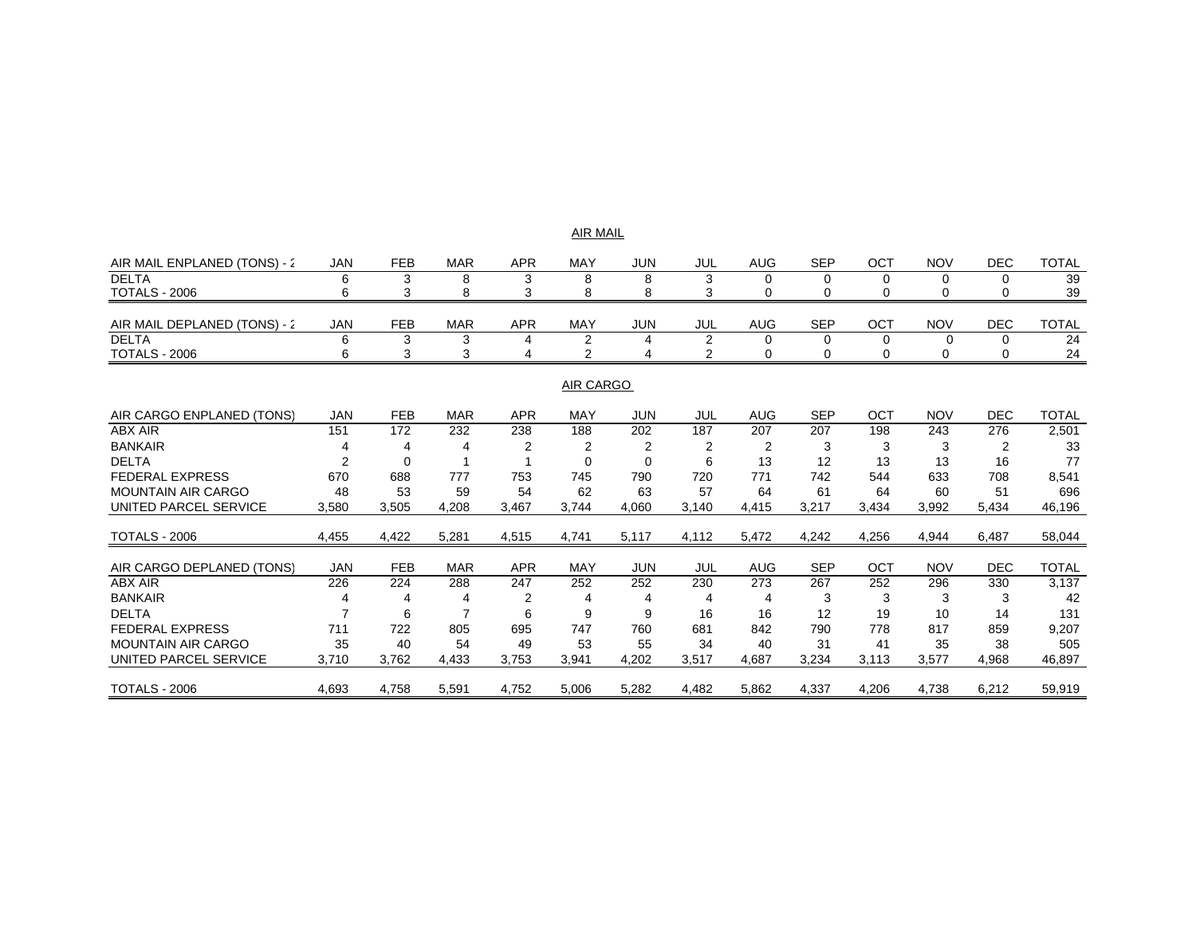## AIR MAIL

| AIR MAIL ENPLANED (TONS) - 2 | JAN | FEB | MAR | APR | MAY | JUN | JUL | AUG | SEP | OCT | NOV | DEC | TOTAL |
|---|---|---|---|---|---|---|---|---|---|---|---|---|---|
| DELTA | 6 | 3 | 8 | 3 | 8 | 8 | 3 | 0 | 0 | 0 | 0 | 0 | 39 |
| TOTALS - 2006 | 6 | 3 | 8 | 3 | 8 | 8 | 3 | 0 | 0 | 0 | 0 | 0 | 39 |

| AIR MAIL DEPLANED (TONS) - 2 | JAN | FEB | MAR | APR | MAY | JUN | JUL | AUG | SEP | OCT | NOV | DEC | TOTAL |
|---|---|---|---|---|---|---|---|---|---|---|---|---|---|
| DELTA | 6 | 3 | 3 | 4 | 2 | 4 | 2 | 0 | 0 | 0 | 0 | 0 | 24 |
| TOTALS - 2006 | 6 | 3 | 3 | 4 | 2 | 4 | 2 | 0 | 0 | 0 | 0 | 0 | 24 |

## AIR CARGO

| AIR CARGO ENPLANED (TONS) | JAN | FEB | MAR | APR | MAY | JUN | JUL | AUG | SEP | OCT | NOV | DEC | TOTAL |
|---|---|---|---|---|---|---|---|---|---|---|---|---|---|
| ABX AIR | 151 | 172 | 232 | 238 | 188 | 202 | 187 | 207 | 207 | 198 | 243 | 276 | 2,501 |
| BANKAIR | 4 | 4 | 4 | 2 | 2 | 2 | 2 | 2 | 3 | 3 | 3 | 2 | 33 |
| DELTA | 2 | 0 | 1 | 1 | 0 | 0 | 6 | 13 | 12 | 13 | 13 | 16 | 77 |
| FEDERAL EXPRESS | 670 | 688 | 777 | 753 | 745 | 790 | 720 | 771 | 742 | 544 | 633 | 708 | 8,541 |
| MOUNTAIN AIR CARGO | 48 | 53 | 59 | 54 | 62 | 63 | 57 | 64 | 61 | 64 | 60 | 51 | 696 |
| UNITED PARCEL SERVICE | 3,580 | 3,505 | 4,208 | 3,467 | 3,744 | 4,060 | 3,140 | 4,415 | 3,217 | 3,434 | 3,992 | 5,434 | 46,196 |
| TOTALS - 2006 | 4,455 | 4,422 | 5,281 | 4,515 | 4,741 | 5,117 | 4,112 | 5,472 | 4,242 | 4,256 | 4,944 | 6,487 | 58,044 |

| AIR CARGO DEPLANED (TONS) | JAN | FEB | MAR | APR | MAY | JUN | JUL | AUG | SEP | OCT | NOV | DEC | TOTAL |
|---|---|---|---|---|---|---|---|---|---|---|---|---|---|
| ABX AIR | 226 | 224 | 288 | 247 | 252 | 252 | 230 | 273 | 267 | 252 | 296 | 330 | 3,137 |
| BANKAIR | 4 | 4 | 4 | 2 | 4 | 4 | 4 | 4 | 3 | 3 | 3 | 3 | 42 |
| DELTA | 7 | 6 | 7 | 6 | 9 | 9 | 16 | 16 | 12 | 19 | 10 | 14 | 131 |
| FEDERAL EXPRESS | 711 | 722 | 805 | 695 | 747 | 760 | 681 | 842 | 790 | 778 | 817 | 859 | 9,207 |
| MOUNTAIN AIR CARGO | 35 | 40 | 54 | 49 | 53 | 55 | 34 | 40 | 31 | 41 | 35 | 38 | 505 |
| UNITED PARCEL SERVICE | 3,710 | 3,762 | 4,433 | 3,753 | 3,941 | 4,202 | 3,517 | 4,687 | 3,234 | 3,113 | 3,577 | 4,968 | 46,897 |
| TOTALS - 2006 | 4,693 | 4,758 | 5,591 | 4,752 | 5,006 | 5,282 | 4,482 | 5,862 | 4,337 | 4,206 | 4,738 | 6,212 | 59,919 |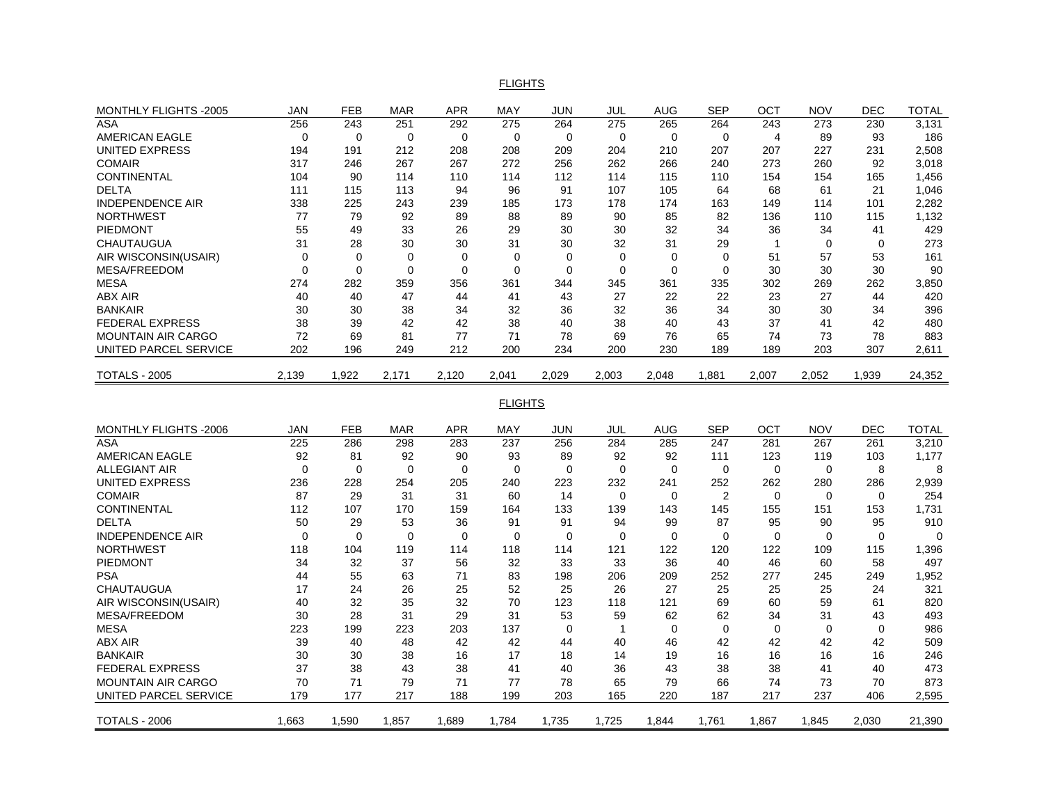FLIGHTS

| MONTHLY FLIGHTS -2005 | JAN | FEB | MAR | APR | MAY | JUN | JUL | AUG | SEP | OCT | NOV | DEC | TOTAL |
|---|---|---|---|---|---|---|---|---|---|---|---|---|---|
| ASA | 256 | 243 | 251 | 292 | 275 | 264 | 275 | 265 | 264 | 243 | 273 | 230 | 3,131 |
| AMERICAN EAGLE | 0 | 0 | 0 | 0 | 0 | 0 | 0 | 0 | 0 | 4 | 89 | 93 | 186 |
| UNITED EXPRESS | 194 | 191 | 212 | 208 | 208 | 209 | 204 | 210 | 207 | 207 | 227 | 231 | 2,508 |
| COMAIR | 317 | 246 | 267 | 267 | 272 | 256 | 262 | 266 | 240 | 273 | 260 | 92 | 3,018 |
| CONTINENTAL | 104 | 90 | 114 | 110 | 114 | 112 | 114 | 115 | 110 | 154 | 154 | 165 | 1,456 |
| DELTA | 111 | 115 | 113 | 94 | 96 | 91 | 107 | 105 | 64 | 68 | 61 | 21 | 1,046 |
| INDEPENDENCE AIR | 338 | 225 | 243 | 239 | 185 | 173 | 178 | 174 | 163 | 149 | 114 | 101 | 2,282 |
| NORTHWEST | 77 | 79 | 92 | 89 | 88 | 89 | 90 | 85 | 82 | 136 | 110 | 115 | 1,132 |
| PIEDMONT | 55 | 49 | 33 | 26 | 29 | 30 | 30 | 32 | 34 | 36 | 34 | 41 | 429 |
| CHAUTAUGUA | 31 | 28 | 30 | 30 | 31 | 30 | 32 | 31 | 29 | 1 | 0 | 0 | 273 |
| AIR WISCONSIN(USAIR) | 0 | 0 | 0 | 0 | 0 | 0 | 0 | 0 | 0 | 51 | 57 | 53 | 161 |
| MESA/FREEDOM | 0 | 0 | 0 | 0 | 0 | 0 | 0 | 0 | 0 | 30 | 30 | 30 | 90 |
| MESA | 274 | 282 | 359 | 356 | 361 | 344 | 345 | 361 | 335 | 302 | 269 | 262 | 3,850 |
| ABX AIR | 40 | 40 | 47 | 44 | 41 | 43 | 27 | 22 | 22 | 23 | 27 | 44 | 420 |
| BANKAIR | 30 | 30 | 38 | 34 | 32 | 36 | 32 | 36 | 34 | 30 | 30 | 34 | 396 |
| FEDERAL EXPRESS | 38 | 39 | 42 | 42 | 38 | 40 | 38 | 40 | 43 | 37 | 41 | 42 | 480 |
| MOUNTAIN AIR CARGO | 72 | 69 | 81 | 77 | 71 | 78 | 69 | 76 | 65 | 74 | 73 | 78 | 883 |
| UNITED PARCEL SERVICE | 202 | 196 | 249 | 212 | 200 | 234 | 200 | 230 | 189 | 189 | 203 | 307 | 2,611 |
| TOTALS - 2005 | 2,139 | 1,922 | 2,171 | 2,120 | 2,041 | 2,029 | 2,003 | 2,048 | 1,881 | 2,007 | 2,052 | 1,939 | 24,352 |

FLIGHTS

| MONTHLY FLIGHTS -2006 | JAN | FEB | MAR | APR | MAY | JUN | JUL | AUG | SEP | OCT | NOV | DEC | TOTAL |
|---|---|---|---|---|---|---|---|---|---|---|---|---|---|
| ASA | 225 | 286 | 298 | 283 | 237 | 256 | 284 | 285 | 247 | 281 | 267 | 261 | 3,210 |
| AMERICAN EAGLE | 92 | 81 | 92 | 90 | 93 | 89 | 92 | 92 | 111 | 123 | 119 | 103 | 1,177 |
| ALLEGIANT AIR | 0 | 0 | 0 | 0 | 0 | 0 | 0 | 0 | 0 | 0 | 0 | 8 | 8 |
| UNITED EXPRESS | 236 | 228 | 254 | 205 | 240 | 223 | 232 | 241 | 252 | 262 | 280 | 286 | 2,939 |
| COMAIR | 87 | 29 | 31 | 31 | 60 | 14 | 0 | 0 | 2 | 0 | 0 | 0 | 254 |
| CONTINENTAL | 112 | 107 | 170 | 159 | 164 | 133 | 139 | 143 | 145 | 155 | 151 | 153 | 1,731 |
| DELTA | 50 | 29 | 53 | 36 | 91 | 91 | 94 | 99 | 87 | 95 | 90 | 95 | 910 |
| INDEPENDENCE AIR | 0 | 0 | 0 | 0 | 0 | 0 | 0 | 0 | 0 | 0 | 0 | 0 | 0 |
| NORTHWEST | 118 | 104 | 119 | 114 | 118 | 114 | 121 | 122 | 120 | 122 | 109 | 115 | 1,396 |
| PIEDMONT | 34 | 32 | 37 | 56 | 32 | 33 | 33 | 36 | 40 | 46 | 60 | 58 | 497 |
| PSA | 44 | 55 | 63 | 71 | 83 | 198 | 206 | 209 | 252 | 277 | 245 | 249 | 1,952 |
| CHAUTAUGUA | 17 | 24 | 26 | 25 | 52 | 25 | 26 | 27 | 25 | 25 | 25 | 24 | 321 |
| AIR WISCONSIN(USAIR) | 40 | 32 | 35 | 32 | 70 | 123 | 118 | 121 | 69 | 60 | 59 | 61 | 820 |
| MESA/FREEDOM | 30 | 28 | 31 | 29 | 31 | 53 | 59 | 62 | 62 | 34 | 31 | 43 | 493 |
| MESA | 223 | 199 | 223 | 203 | 137 | 0 | 1 | 0 | 0 | 0 | 0 | 0 | 986 |
| ABX AIR | 39 | 40 | 48 | 42 | 42 | 44 | 40 | 46 | 42 | 42 | 42 | 42 | 509 |
| BANKAIR | 30 | 30 | 38 | 16 | 17 | 18 | 14 | 19 | 16 | 16 | 16 | 16 | 246 |
| FEDERAL EXPRESS | 37 | 38 | 43 | 38 | 41 | 40 | 36 | 43 | 38 | 38 | 41 | 40 | 473 |
| MOUNTAIN AIR CARGO | 70 | 71 | 79 | 71 | 77 | 78 | 65 | 79 | 66 | 74 | 73 | 70 | 873 |
| UNITED PARCEL SERVICE | 179 | 177 | 217 | 188 | 199 | 203 | 165 | 220 | 187 | 217 | 237 | 406 | 2,595 |
| TOTALS - 2006 | 1,663 | 1,590 | 1,857 | 1,689 | 1,784 | 1,735 | 1,725 | 1,844 | 1,761 | 1,867 | 1,845 | 2,030 | 21,390 |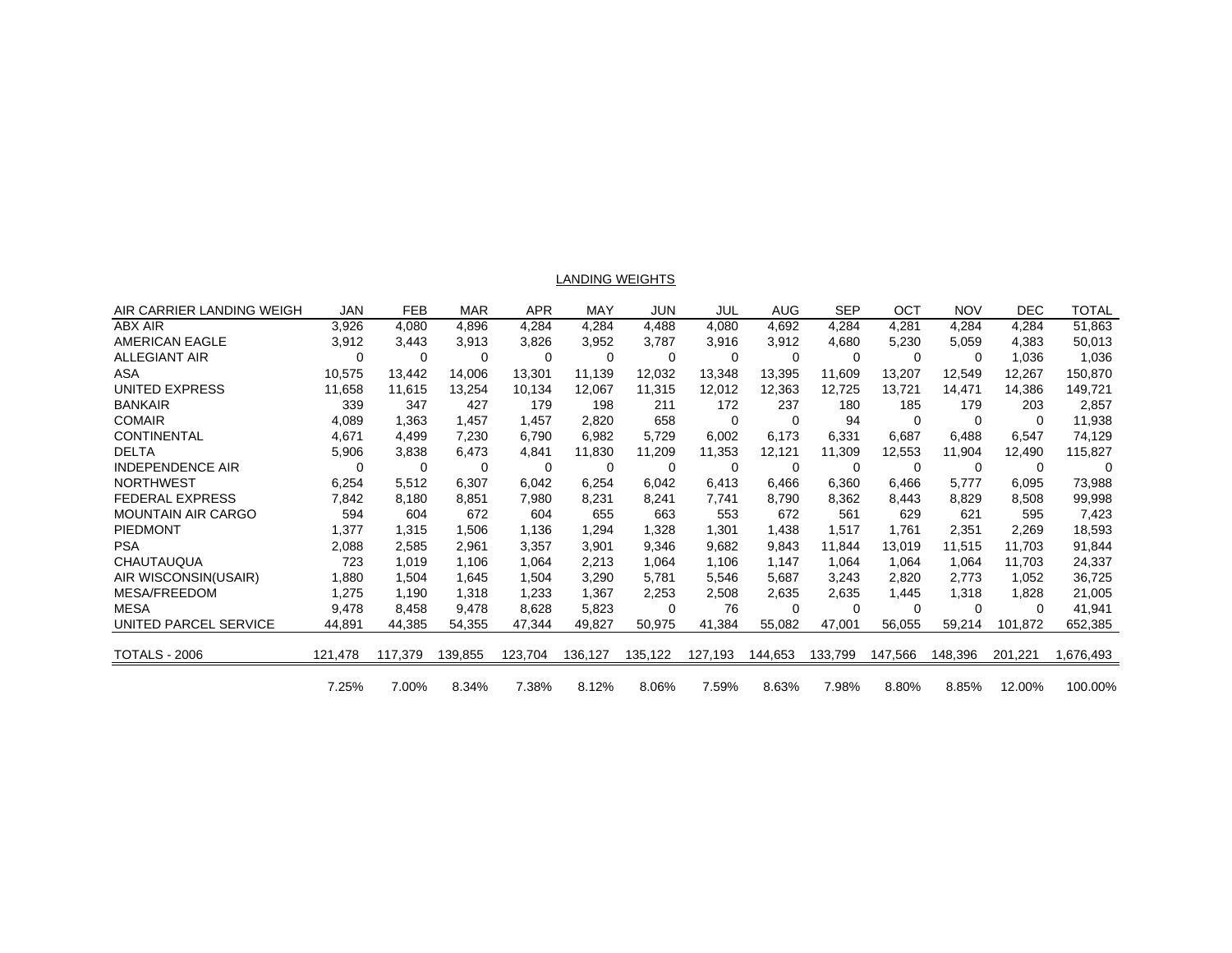LANDING WEIGHTS

| AIR CARRIER LANDING WEIGH | JAN | FEB | MAR | APR | MAY | JUN | JUL | AUG | SEP | OCT | NOV | DEC | TOTAL |
|---|---|---|---|---|---|---|---|---|---|---|---|---|---|
| ABX AIR | 3,926 | 4,080 | 4,896 | 4,284 | 4,284 | 4,488 | 4,080 | 4,692 | 4,284 | 4,281 | 4,284 | 4,284 | 51,863 |
| AMERICAN EAGLE | 3,912 | 3,443 | 3,913 | 3,826 | 3,952 | 3,787 | 3,916 | 3,912 | 4,680 | 5,230 | 5,059 | 4,383 | 50,013 |
| ALLEGIANT AIR | 0 | 0 | 0 | 0 | 0 | 0 | 0 | 0 | 0 | 0 | 0 | 1,036 | 1,036 |
| ASA | 10,575 | 13,442 | 14,006 | 13,301 | 11,139 | 12,032 | 13,348 | 13,395 | 11,609 | 13,207 | 12,549 | 12,267 | 150,870 |
| UNITED EXPRESS | 11,658 | 11,615 | 13,254 | 10,134 | 12,067 | 11,315 | 12,012 | 12,363 | 12,725 | 13,721 | 14,471 | 14,386 | 149,721 |
| BANKAIR | 339 | 347 | 427 | 179 | 198 | 211 | 172 | 237 | 180 | 185 | 179 | 203 | 2,857 |
| COMAIR | 4,089 | 1,363 | 1,457 | 1,457 | 2,820 | 658 | 0 | 0 | 94 | 0 | 0 | 0 | 11,938 |
| CONTINENTAL | 4,671 | 4,499 | 7,230 | 6,790 | 6,982 | 5,729 | 6,002 | 6,173 | 6,331 | 6,687 | 6,488 | 6,547 | 74,129 |
| DELTA | 5,906 | 3,838 | 6,473 | 4,841 | 11,830 | 11,209 | 11,353 | 12,121 | 11,309 | 12,553 | 11,904 | 12,490 | 115,827 |
| INDEPENDENCE AIR | 0 | 0 | 0 | 0 | 0 | 0 | 0 | 0 | 0 | 0 | 0 | 0 | 0 |
| NORTHWEST | 6,254 | 5,512 | 6,307 | 6,042 | 6,254 | 6,042 | 6,413 | 6,466 | 6,360 | 6,466 | 5,777 | 6,095 | 73,988 |
| FEDERAL EXPRESS | 7,842 | 8,180 | 8,851 | 7,980 | 8,231 | 8,241 | 7,741 | 8,790 | 8,362 | 8,443 | 8,829 | 8,508 | 99,998 |
| MOUNTAIN AIR CARGO | 594 | 604 | 672 | 604 | 655 | 663 | 553 | 672 | 561 | 629 | 621 | 595 | 7,423 |
| PIEDMONT | 1,377 | 1,315 | 1,506 | 1,136 | 1,294 | 1,328 | 1,301 | 1,438 | 1,517 | 1,761 | 2,351 | 2,269 | 18,593 |
| PSA | 2,088 | 2,585 | 2,961 | 3,357 | 3,901 | 9,346 | 9,682 | 9,843 | 11,844 | 13,019 | 11,515 | 11,703 | 91,844 |
| CHAUTAUQUA | 723 | 1,019 | 1,106 | 1,064 | 2,213 | 1,064 | 1,106 | 1,147 | 1,064 | 1,064 | 1,064 | 11,703 | 24,337 |
| AIR WISCONSIN(USAIR) | 1,880 | 1,504 | 1,645 | 1,504 | 3,290 | 5,781 | 5,546 | 5,687 | 3,243 | 2,820 | 2,773 | 1,052 | 36,725 |
| MESA/FREEDOM | 1,275 | 1,190 | 1,318 | 1,233 | 1,367 | 2,253 | 2,508 | 2,635 | 2,635 | 1,445 | 1,318 | 1,828 | 21,005 |
| MESA | 9,478 | 8,458 | 9,478 | 8,628 | 5,823 | 0 | 76 | 0 | 0 | 0 | 0 | 0 | 41,941 |
| UNITED PARCEL SERVICE | 44,891 | 44,385 | 54,355 | 47,344 | 49,827 | 50,975 | 41,384 | 55,082 | 47,001 | 56,055 | 59,214 | 101,872 | 652,385 |
| TOTALS - 2006 | 121,478 | 117,379 | 139,855 | 123,704 | 136,127 | 135,122 | 127,193 | 144,653 | 133,799 | 147,566 | 148,396 | 201,221 | 1,676,493 |
| | 7.25% | 7.00% | 8.34% | 7.38% | 8.12% | 8.06% | 7.59% | 8.63% | 7.98% | 8.80% | 8.85% | 12.00% | 100.00% |